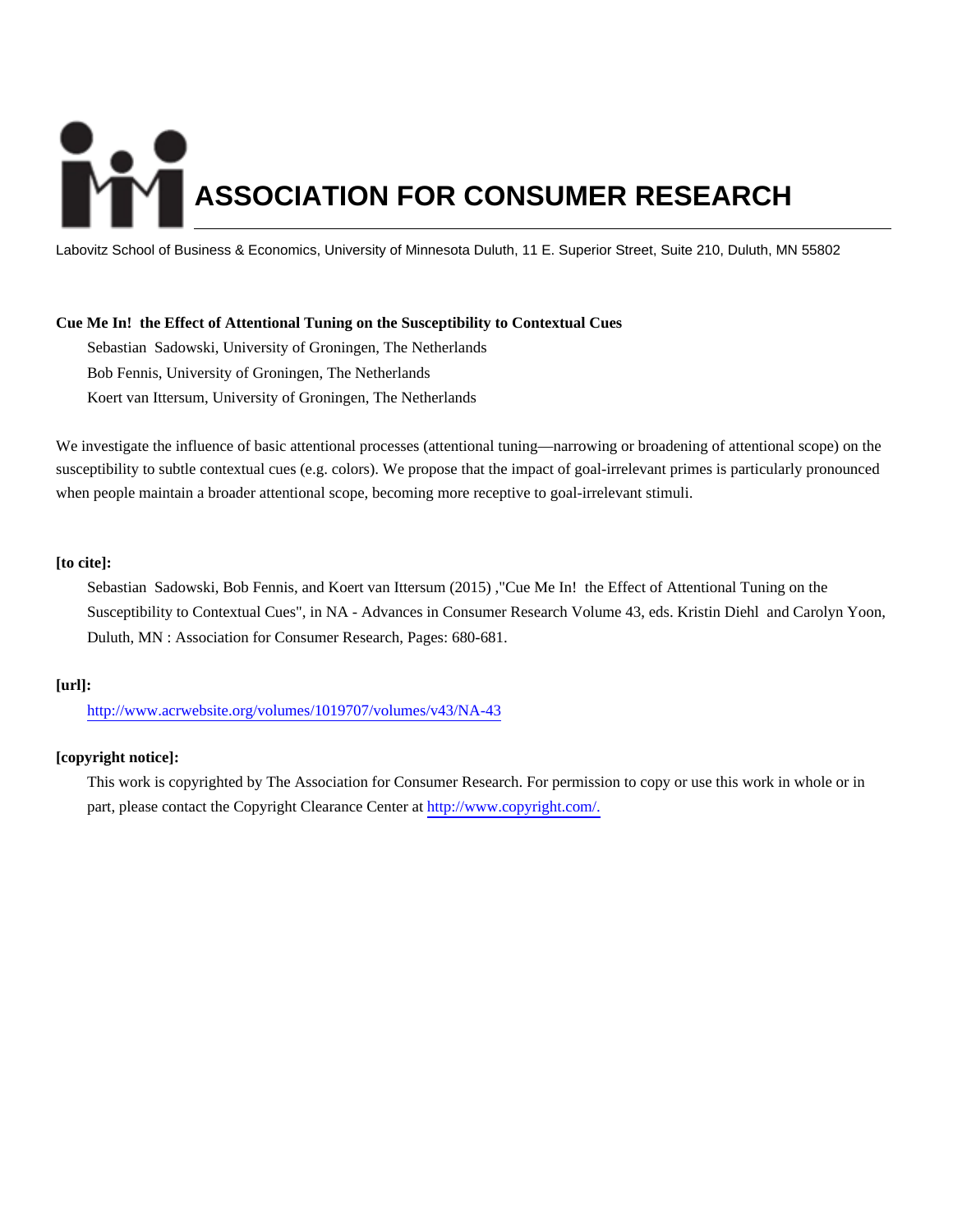# ASSOCIATION FOR CONSUMER RESEARCH

Labovitz School of Business & Economics, University of Minnesota Duluth, 11 E. Superior Street, Suite 210, Duluth, MN 55802

**Cue Me In! the Effect of Attentional Tuning on the Susceptibility to Contextual Cues**

Sebastian Sadowski, University of Groningen, The Netherlands

Bob Fennis, University of Groningen, The Netherlands

Koert van Ittersum, University of Groningen, The Netherlands

We investigate the influence of basic attentional processes (attentional tuning—narrowing or broadening of attentional scope) on the susceptibility to subtle contextual cues (e.g. colors). We propose that the impact of goal-irrelevant primes is particularly pronounced when people maintain a broader attentional scope, becoming more receptive to goal-irrelevant stimuli.

**[to cite]:**

Sebastian Sadowski, Bob Fennis, and Koert van Ittersum (2015) ,"Cue Me In! the Effect of Attentional Tuning on the Susceptibility to Contextual Cues", in NA - Advances in Consumer Research Volume 43, eds. Kristin Diehl and Carolyn Yoon, Duluth, MN : Association for Consumer Research, Pages: 680-681.

**[url]:**

http://www.acrwebsite.org/volumes/1019707/volumes/v43/NA-43

**[copyright notice]:**

This work is copyrighted by The Association for Consumer Research. For permission to copy or use this work in whole or in part, please contact the Copyright Clearance Center at http://www.copyright.com/.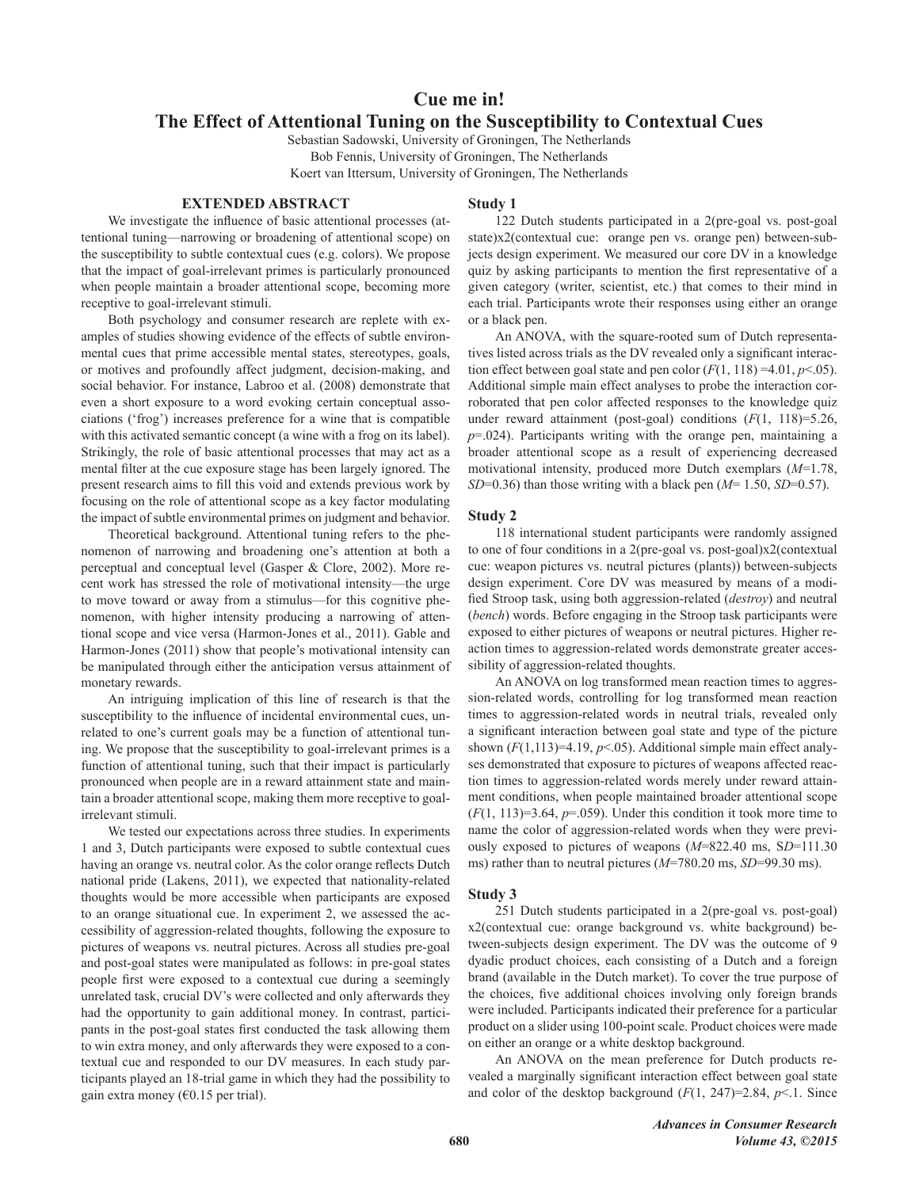# Cue me in!
# The Effect of Attentional Tuning on the Susceptibility to Contextual Cues

Sebastian Sadowski, University of Groningen, The Netherlands
Bob Fennis, University of Groningen, The Netherlands
Koert van Ittersum, University of Groningen, The Netherlands

## EXTENDED ABSTRACT

We investigate the influence of basic attentional processes (attentional tuning—narrowing or broadening of attentional scope) on the susceptibility to subtle contextual cues (e.g. colors). We propose that the impact of goal-irrelevant primes is particularly pronounced when people maintain a broader attentional scope, becoming more receptive to goal-irrelevant stimuli.

Both psychology and consumer research are replete with examples of studies showing evidence of the effects of subtle environmental cues that prime accessible mental states, stereotypes, goals, or motives and profoundly affect judgment, decision-making, and social behavior. For instance, Labroo et al. (2008) demonstrate that even a short exposure to a word evoking certain conceptual associations ('frog') increases preference for a wine that is compatible with this activated semantic concept (a wine with a frog on its label). Strikingly, the role of basic attentional processes that may act as a mental filter at the cue exposure stage has been largely ignored. The present research aims to fill this void and extends previous work by focusing on the role of attentional scope as a key factor modulating the impact of subtle environmental primes on judgment and behavior.

Theoretical background. Attentional tuning refers to the phenomenon of narrowing and broadening one's attention at both a perceptual and conceptual level (Gasper & Clore, 2002). More recent work has stressed the role of motivational intensity—the urge to move toward or away from a stimulus—for this cognitive phenomenon, with higher intensity producing a narrowing of attentional scope and vice versa (Harmon-Jones et al., 2011). Gable and Harmon-Jones (2011) show that people's motivational intensity can be manipulated through either the anticipation versus attainment of monetary rewards.

An intriguing implication of this line of research is that the susceptibility to the influence of incidental environmental cues, unrelated to one's current goals may be a function of attentional tuning. We propose that the susceptibility to goal-irrelevant primes is a function of attentional tuning, such that their impact is particularly pronounced when people are in a reward attainment state and maintain a broader attentional scope, making them more receptive to goal-irrelevant stimuli.

We tested our expectations across three studies. In experiments 1 and 3, Dutch participants were exposed to subtle contextual cues having an orange vs. neutral color. As the color orange reflects Dutch national pride (Lakens, 2011), we expected that nationality-related thoughts would be more accessible when participants are exposed to an orange situational cue. In experiment 2, we assessed the accessibility of aggression-related thoughts, following the exposure to pictures of weapons vs. neutral pictures. Across all studies pre-goal and post-goal states were manipulated as follows: in pre-goal states people first were exposed to a contextual cue during a seemingly unrelated task, crucial DV's were collected and only afterwards they had the opportunity to gain additional money. In contrast, participants in the post-goal states first conducted the task allowing them to win extra money, and only afterwards they were exposed to a contextual cue and responded to our DV measures. In each study participants played an 18-trial game in which they had the possibility to gain extra money (€0.15 per trial).

### Study 1

122 Dutch students participated in a 2(pre-goal vs. post-goal state)x2(contextual cue: orange pen vs. orange pen) between-subjects design experiment. We measured our core DV in a knowledge quiz by asking participants to mention the first representative of a given category (writer, scientist, etc.) that comes to their mind in each trial. Participants wrote their responses using either an orange or a black pen.

An ANOVA, with the square-rooted sum of Dutch representatives listed across trials as the DV revealed only a significant interaction effect between goal state and pen color ($F(1, 118) = 4.01$, $p < .05$). Additional simple main effect analyses to probe the interaction corroborated that pen color affected responses to the knowledge quiz under reward attainment (post-goal) conditions ($F(1, 118) = 5.26$, $p = .024$). Participants writing with the orange pen, maintaining a broader attentional scope as a result of experiencing decreased motivational intensity, produced more Dutch exemplars ($M = 1.78$, $SD = 0.36$) than those writing with a black pen ($M = 1.50$, $SD = 0.57$).

### Study 2

118 international student participants were randomly assigned to one of four conditions in a 2(pre-goal vs. post-goal)x2(contextual cue: weapon pictures vs. neutral pictures (plants)) between-subjects design experiment. Core DV was measured by means of a modified Stroop task, using both aggression-related (*destroy*) and neutral (*bench*) words. Before engaging in the Stroop task participants were exposed to either pictures of weapons or neutral pictures. Higher reaction times to aggression-related words demonstrate greater accessibility of aggression-related thoughts.

An ANOVA on log transformed mean reaction times to aggression-related words, controlling for log transformed mean reaction times to aggression-related words in neutral trials, revealed only a significant interaction between goal state and type of the picture shown ($F(1, 113) = 4.19$, $p < .05$). Additional simple main effect analyses demonstrated that exposure to pictures of weapons affected reaction times to aggression-related words merely under reward attainment conditions, when people maintained broader attentional scope ($F(1, 113) = 3.64$, $p = .059$). Under this condition it took more time to name the color of aggression-related words when they were previously exposed to pictures of weapons ($M = 822.40$ ms, $SD = 111.30$ ms) rather than to neutral pictures ($M = 780.20$ ms, $SD = 99.30$ ms).

### Study 3

251 Dutch students participated in a 2(pre-goal vs. post-goal) x2(contextual cue: orange background vs. white background) between-subjects design experiment. The DV was the outcome of 9 dyadic product choices, each consisting of a Dutch and a foreign brand (available in the Dutch market). To cover the true purpose of the choices, five additional choices involving only foreign brands were included. Participants indicated their preference for a particular product on a slider using 100-point scale. Product choices were made on either an orange or a white desktop background.

An ANOVA on the mean preference for Dutch products revealed a marginally significant interaction effect between goal state and color of the desktop background ($F(1, 247) = 2.84$, $p < .1$. Since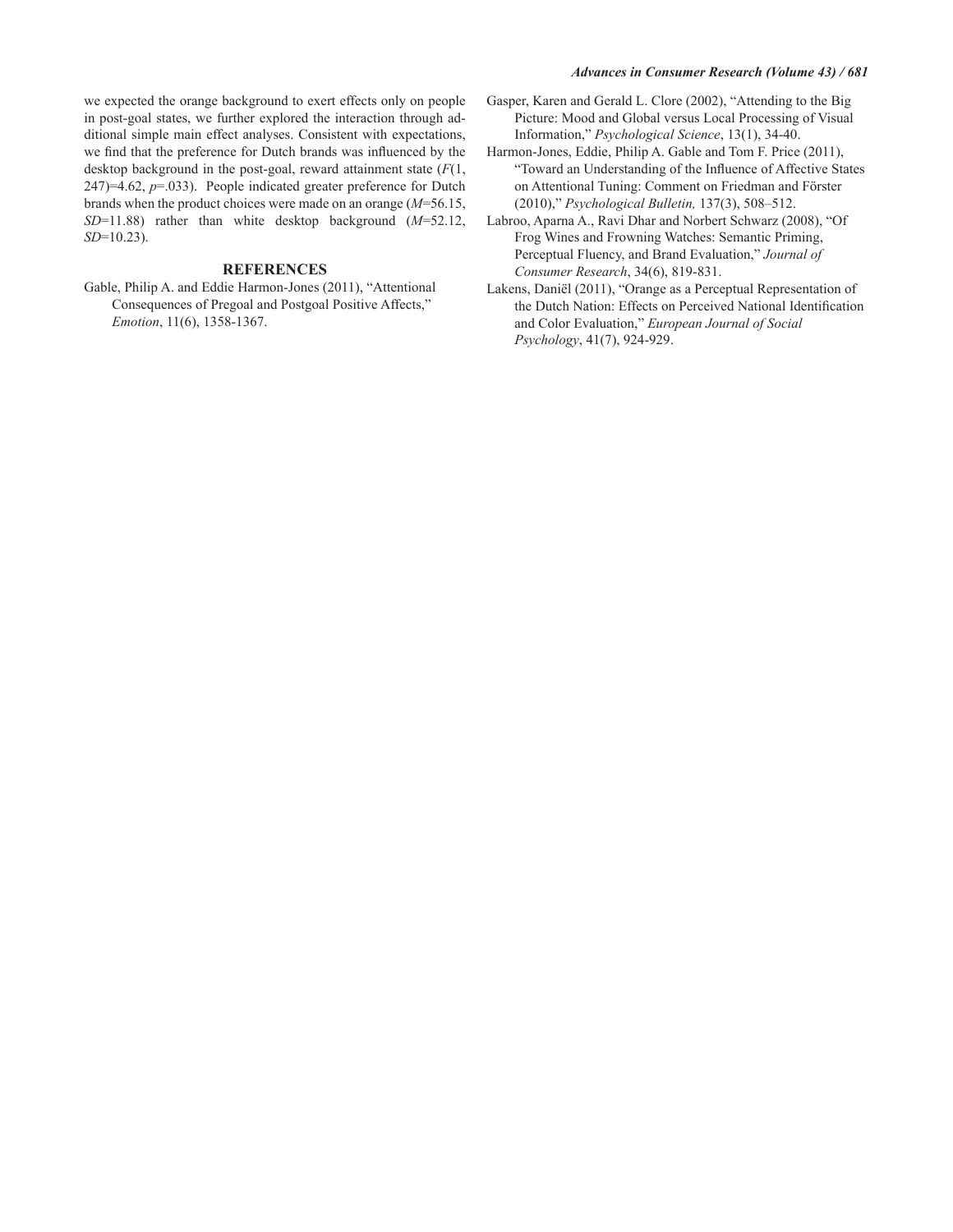we expected the orange background to exert effects only on people in post-goal states, we further explored the interaction through additional simple main effect analyses. Consistent with expectations, we find that the preference for Dutch brands was influenced by the desktop background in the post-goal, reward attainment state ($F(1, 247)=4.62$, $p=.033$). People indicated greater preference for Dutch brands when the product choices were made on an orange ($M=56.15$, $SD=11.88$) rather than white desktop background ($M=52.12$, $SD=10.23$).

## REFERENCES

Gable, Philip A. and Eddie Harmon-Jones (2011), "Attentional Consequences of Pregoal and Postgoal Positive Affects," *Emotion*, 11(6), 1358-1367.

Gasper, Karen and Gerald L. Clore (2002), "Attending to the Big Picture: Mood and Global versus Local Processing of Visual Information," *Psychological Science*, 13(1), 34-40.

Harmon-Jones, Eddie, Philip A. Gable and Tom F. Price (2011), "Toward an Understanding of the Influence of Affective States on Attentional Tuning: Comment on Friedman and Förster (2010)," *Psychological Bulletin,* 137(3), 508–512.

Labroo, Aparna A., Ravi Dhar and Norbert Schwarz (2008), "Of Frog Wines and Frowning Watches: Semantic Priming, Perceptual Fluency, and Brand Evaluation," *Journal of Consumer Research*, 34(6), 819-831.

Lakens, Daniël (2011), "Orange as a Perceptual Representation of the Dutch Nation: Effects on Perceived National Identification and Color Evaluation," *European Journal of Social Psychology*, 41(7), 924-929.